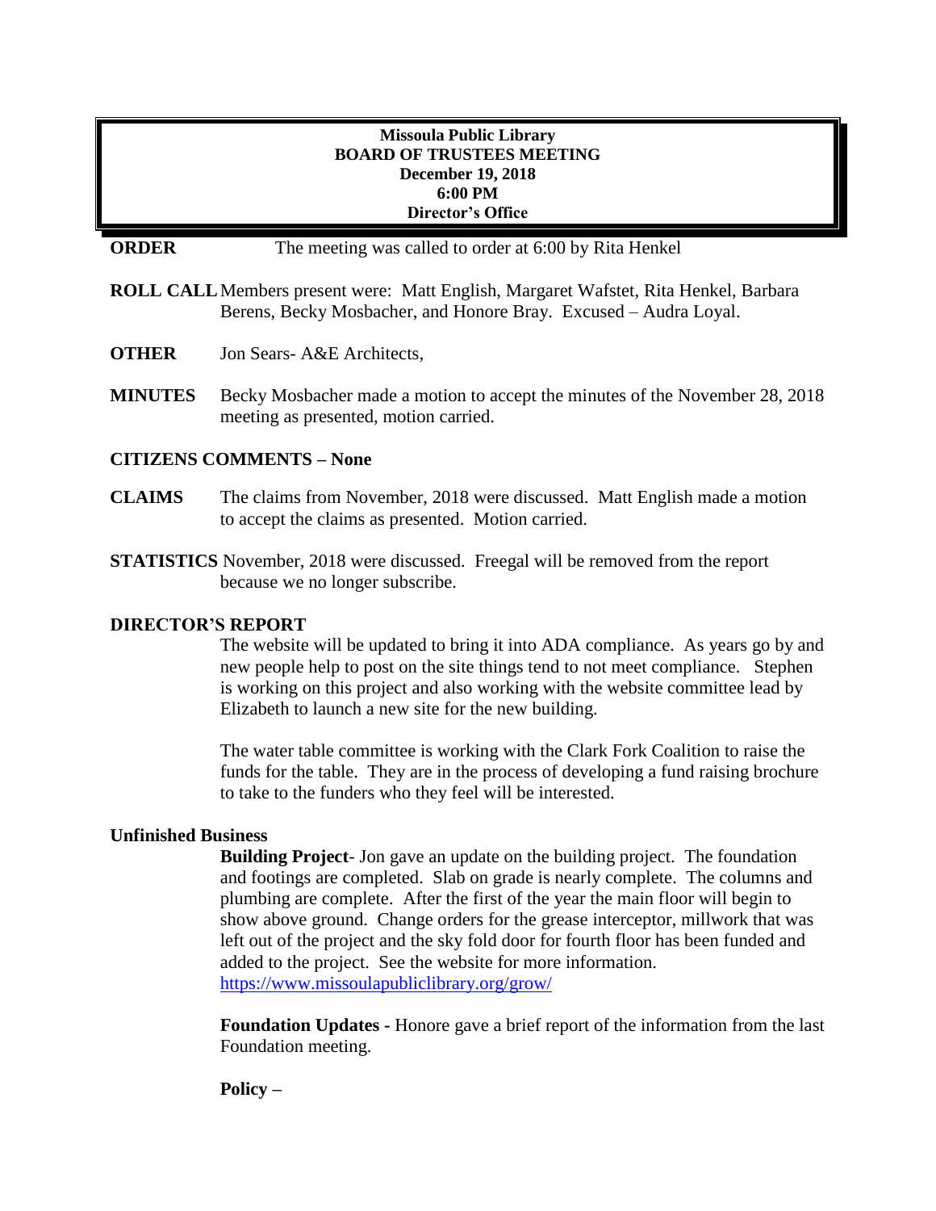**Missoula Public Library**
**BOARD OF TRUSTEES MEETING**
**December 19, 2018**
**6:00 PM**
**Director's Office**

**ORDER** The meeting was called to order at 6:00 by Rita Henkel

**ROLL CALL** Members present were: Matt English, Margaret Wafstet, Rita Henkel, Barbara Berens, Becky Mosbacher, and Honore Bray. Excused – Audra Loyal.

**OTHER** Jon Sears- A&E Architects,

**MINUTES** Becky Mosbacher made a motion to accept the minutes of the November 28, 2018 meeting as presented, motion carried.

**CITIZENS COMMENTS – None**

**CLAIMS** The claims from November, 2018 were discussed. Matt English made a motion to accept the claims as presented. Motion carried.

**STATISTICS** November, 2018 were discussed. Freegal will be removed from the report because we no longer subscribe.

**DIRECTOR'S REPORT**

The website will be updated to bring it into ADA compliance. As years go by and new people help to post on the site things tend to not meet compliance. Stephen is working on this project and also working with the website committee lead by Elizabeth to launch a new site for the new building.

The water table committee is working with the Clark Fork Coalition to raise the funds for the table. They are in the process of developing a fund raising brochure to take to the funders who they feel will be interested.

**Unfinished Business**

**Building Project**- Jon gave an update on the building project. The foundation and footings are completed. Slab on grade is nearly complete. The columns and plumbing are complete. After the first of the year the main floor will begin to show above ground. Change orders for the grease interceptor, millwork that was left out of the project and the sky fold door for fourth floor has been funded and added to the project. See the website for more information. https://www.missoulapubliclibrary.org/grow/

**Foundation Updates -** Honore gave a brief report of the information from the last Foundation meeting.

**Policy –**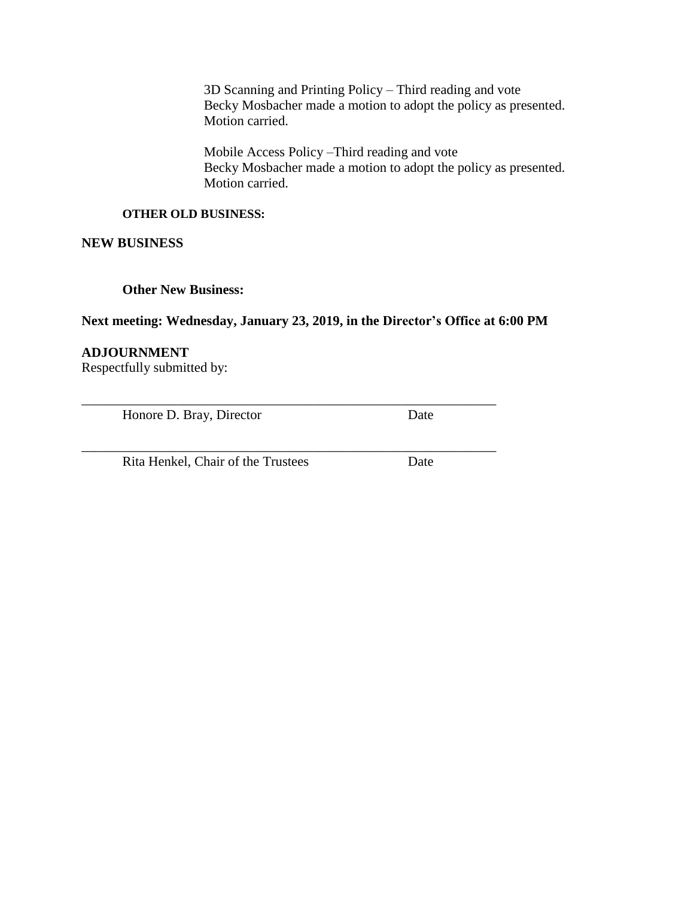3D Scanning and Printing Policy – Third reading and vote
Becky Mosbacher made a motion to adopt the policy as presented.
Motion carried.

Mobile Access Policy –Third reading and vote
Becky Mosbacher made a motion to adopt the policy as presented.
Motion carried.

**OTHER OLD BUSINESS:**

**NEW BUSINESS**

**Other New Business:**

**Next meeting: Wednesday, January 23, 2019, in the Director's Office at 6:00 PM**

**ADJOURNMENT**
Respectfully submitted by:

_______________________________________________________________

Honore D. Bray, Director                                        Date

_______________________________________________________________

Rita Henkel, Chair of the Trustees                              Date